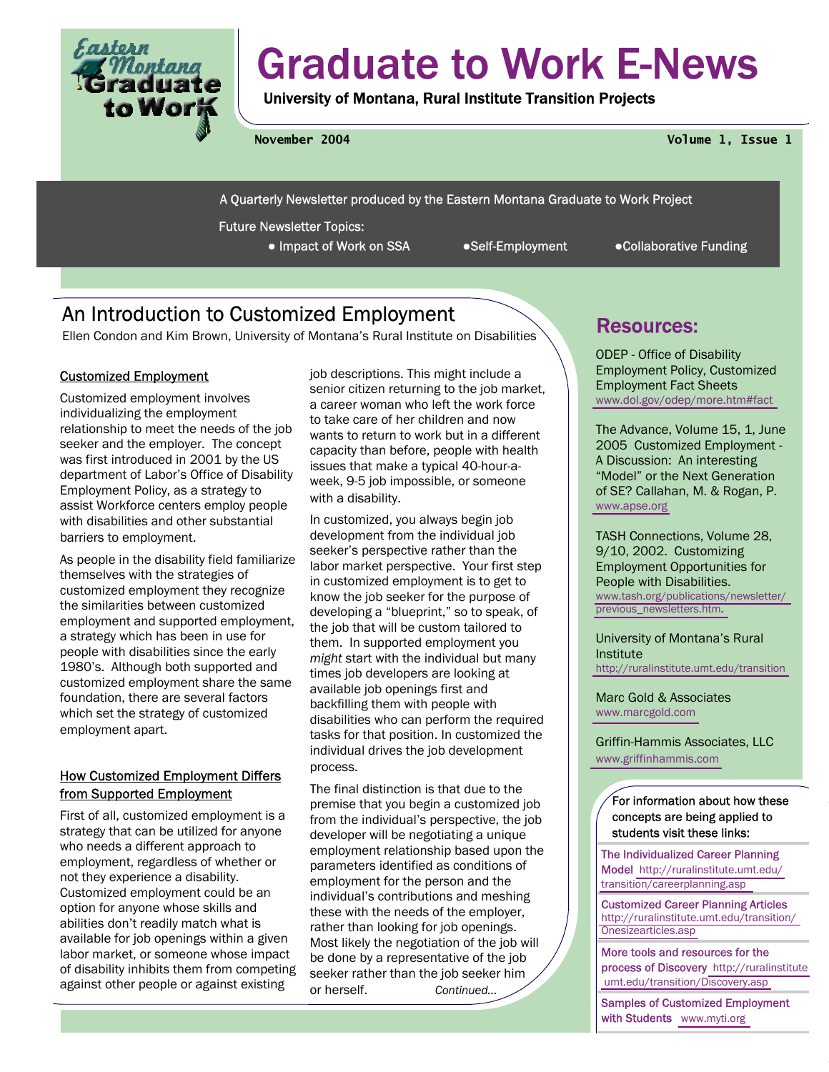# Graduate to Work E-News

**University of Montana, Rural Institute Transition Projects**

**November 2004** — **Volume 1, Issue 1**

A Quarterly Newsletter produced by the Eastern Montana Graduate to Work Project

Future Newsletter Topics:

- Impact of Work on SSA
- Self-Employment
- Collaborative Funding

## An Introduction to Customized Employment

Ellen Condon and Kim Brown, University of Montana's Rural Institute on Disabilities

### Customized Employment

Customized employment involves individualizing the employment relationship to meet the needs of the job seeker and the employer. The concept was first introduced in 2001 by the US department of Labor's Office of Disability Employment Policy, as a strategy to assist Workforce centers employ people with disabilities and other substantial barriers to employment.

As people in the disability field familiarize themselves with the strategies of customized employment they recognize the similarities between customized employment and supported employment, a strategy which has been in use for people with disabilities since the early 1980's. Although both supported and customized employment share the same foundation, there are several factors which set the strategy of customized employment apart.

### How Customized Employment Differs from Supported Employment

First of all, customized employment is a strategy that can be utilized for anyone who needs a different approach to employment, regardless of whether or not they experience a disability. Customized employment could be an option for anyone whose skills and abilities don't readily match what is available for job openings within a given labor market, or someone whose impact of disability inhibits them from competing against other people or against existing job descriptions. This might include a senior citizen returning to the job market, a career woman who left the work force to take care of her children and now wants to return to work but in a different capacity than before, people with health issues that make a typical 40-hour-a-week, 9-5 job impossible, or someone with a disability.

In customized, you always begin job development from the individual job seeker's perspective rather than the labor market perspective. Your first step in customized employment is to get to know the job seeker for the purpose of developing a "blueprint," so to speak, of the job that will be custom tailored to them. In supported employment you *might* start with the individual but many times job developers are looking at available job openings first and backfilling them with people with disabilities who can perform the required tasks for that position. In customized the individual drives the job development process.

The final distinction is that due to the premise that you begin a customized job from the individual's perspective, the job developer will be negotiating a unique employment relationship based upon the parameters identified as conditions of employment for the person and the individual's contributions and meshing these with the needs of the employer, rather than looking for job openings. Most likely the negotiation of the job will be done by a representative of the job seeker rather than the job seeker him or herself. *Continued...*

## Resources:

ODEP - Office of Disability Employment Policy, Customized Employment Fact Sheets
www.dol.gov/odep/more.htm#fact

The Advance, Volume 15, 1, June 2005 Customized Employment - A Discussion: An interesting "Model" or the Next Generation of SE? Callahan, M. & Rogan, P.
www.apse.org

TASH Connections, Volume 28, 9/10, 2002. Customizing Employment Opportunities for People with Disabilities.
www.tash.org/publications/newsletter/previous_newsletters.htm.

University of Montana's Rural Institute
http://ruralinstitute.umt.edu/transition

Marc Gold & Associates
www.marcgold.com

Griffin-Hammis Associates, LLC
www.griffinhammis.com

For information about how these concepts are being applied to students visit these links:

The Individualized Career Planning Model http://ruralinstitute.umt.edu/transition/careerplanning.asp

Customized Career Planning Articles http://ruralinstitute.umt.edu/transition/Onesizearticles.asp

More tools and resources for the process of Discovery http://ruralinstitute umt.edu/transition/Discovery.asp

Samples of Customized Employment with Students www.myti.org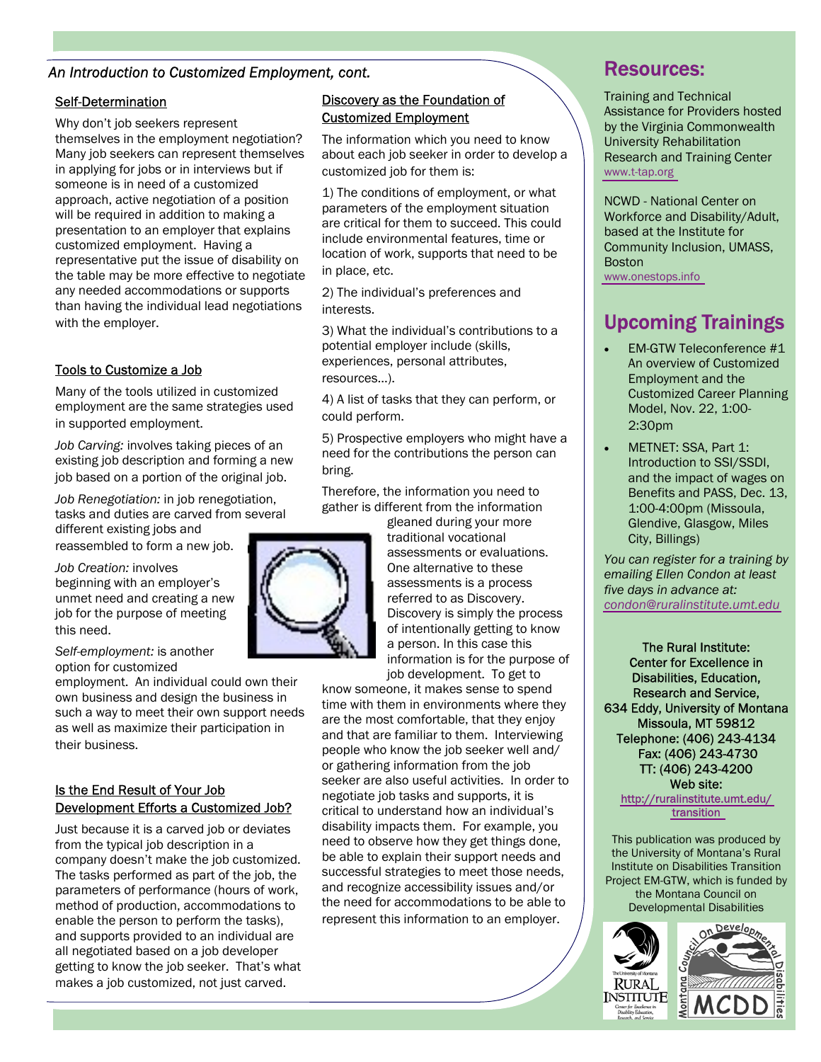*An Introduction to Customized Employment, cont.*

## Self-Determination

Why don't job seekers represent themselves in the employment negotiation? Many job seekers can represent themselves in applying for jobs or in interviews but if someone is in need of a customized approach, active negotiation of a position will be required in addition to making a presentation to an employer that explains customized employment. Having a representative put the issue of disability on the table may be more effective to negotiate any needed accommodations or supports than having the individual lead negotiations with the employer.

## Tools to Customize a Job

Many of the tools utilized in customized employment are the same strategies used in supported employment.

*Job Carving:* involves taking pieces of an existing job description and forming a new job based on a portion of the original job.

*Job Renegotiation:* in job renegotiation, tasks and duties are carved from several different existing jobs and reassembled to form a new job.

*Job Creation:* involves beginning with an employer's unmet need and creating a new job for the purpose of meeting this need.

*Self-employment:* is another option for customized employment. An individual could own their own business and design the business in such a way to meet their own support needs as well as maximize their participation in their business.

## Is the End Result of Your Job Development Efforts a Customized Job?

Just because it is a carved job or deviates from the typical job description in a company doesn't make the job customized. The tasks performed as part of the job, the parameters of performance (hours of work, method of production, accommodations to enable the person to perform the tasks), and supports provided to an individual are all negotiated based on a job developer getting to know the job seeker. That's what makes a job customized, not just carved.

## Discovery as the Foundation of Customized Employment

The information which you need to know about each job seeker in order to develop a customized job for them is:

1) The conditions of employment, or what parameters of the employment situation are critical for them to succeed. This could include environmental features, time or location of work, supports that need to be in place, etc.

2) The individual's preferences and interests.

3) What the individual's contributions to a potential employer include (skills, experiences, personal attributes, resources…).

4) A list of tasks that they can perform, or could perform.

5) Prospective employers who might have a need for the contributions the person can bring.

Therefore, the information you need to gather is different from the information gleaned during your more traditional vocational assessments or evaluations. One alternative to these assessments is a process referred to as Discovery. Discovery is simply the process of intentionally getting to know a person. In this case this information is for the purpose of job development. To get to know someone, it makes sense to spend time with them in environments where they are the most comfortable, that they enjoy and that are familiar to them. Interviewing people who know the job seeker well and/or gathering information from the job seeker are also useful activities. In order to negotiate job tasks and supports, it is critical to understand how an individual's disability impacts them. For example, you need to observe how they get things done, be able to explain their support needs and successful strategies to meet those needs, and recognize accessibility issues and/or the need for accommodations to be able to represent this information to an employer.

# Resources:

Training and Technical Assistance for Providers hosted by the Virginia Commonwealth University Rehabilitation Research and Training Center
www.t-tap.org

NCWD - National Center on Workforce and Disability/Adult, based at the Institute for Community Inclusion, UMASS, Boston
www.onestops.info

# Upcoming Trainings

- EM-GTW Teleconference #1 An overview of Customized Employment and the Customized Career Planning Model, Nov. 22, 1:00-2:30pm
- METNET: SSA, Part 1: Introduction to SSI/SSDI, and the impact of wages on Benefits and PASS, Dec. 13, 1:00-4:00pm (Missoula, Glendive, Glasgow, Miles City, Billings)

*You can register for a training by emailing Ellen Condon at least five days in advance at: condon@ruralinstitute.umt.edu*

**The Rural Institute:**
**Center for Excellence in Disabilities, Education, Research and Service,**
**634 Eddy, University of Montana**
**Missoula, MT 59812**
**Telephone: (406) 243-4134**
**Fax: (406) 243-4730**
**TT: (406) 243-4200**
**Web site:**
http://ruralinstitute.umt.edu/transition

This publication was produced by the University of Montana's Rural Institute on Disabilities Transition Project EM-GTW, which is funded by the Montana Council on Developmental Disabilities